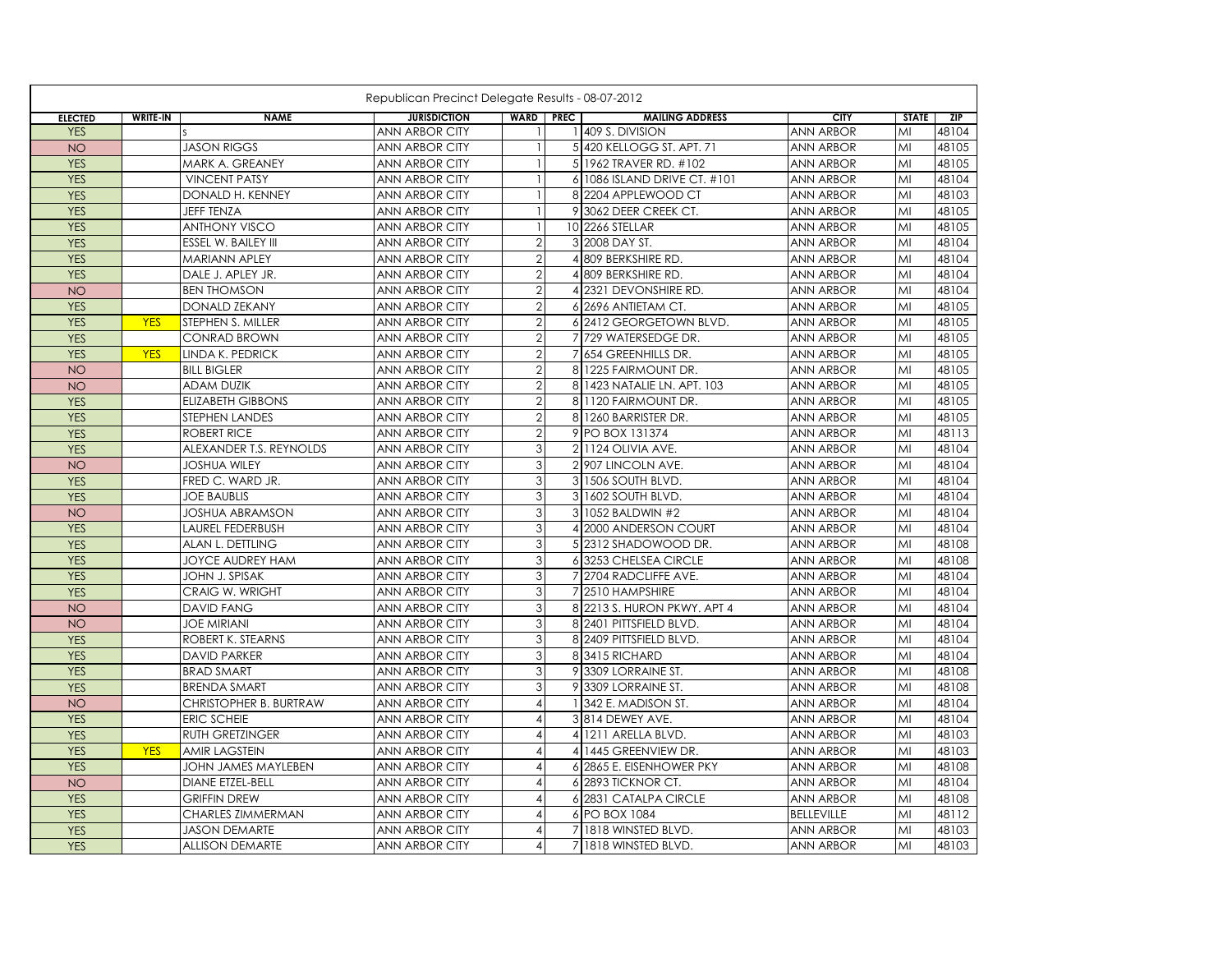Republican Precinct Delegate Results - 08-07-2012

| ELECTED | WRITE-IN | NAME | JURISDICTION | WARD | PREC | MAILING ADDRESS | CITY | STATE | ZIP |
|---|---|---|---|---|---|---|---|---|---|
| YES | | S | ANN ARBOR CITY | 1 | 1 | 409 S. DIVISION | ANN ARBOR | MI | 48104 |
| NO | | JASON RIGGS | ANN ARBOR CITY | 1 | 5 | 420 KELLOGG ST. APT. 71 | ANN ARBOR | MI | 48105 |
| YES | | MARK A. GREANEY | ANN ARBOR CITY | 1 | 5 | 1962 TRAVER RD. #102 | ANN ARBOR | MI | 48105 |
| YES | | VINCENT PATSY | ANN ARBOR CITY | 1 | 6 | 1086 ISLAND DRIVE CT. #101 | ANN ARBOR | MI | 48104 |
| YES | | DONALD H. KENNEY | ANN ARBOR CITY | 1 | 8 | 2204 APPLEWOOD CT | ANN ARBOR | MI | 48103 |
| YES | | JEFF TENZA | ANN ARBOR CITY | 1 | 9 | 3062 DEER CREEK CT. | ANN ARBOR | MI | 48105 |
| YES | | ANTHONY VISCO | ANN ARBOR CITY | 1 | 10 | 2266 STELLAR | ANN ARBOR | MI | 48105 |
| YES | | ESSEL W. BAILEY III | ANN ARBOR CITY | 2 | 3 | 2008 DAY ST. | ANN ARBOR | MI | 48104 |
| YES | | MARIANN APLEY | ANN ARBOR CITY | 2 | 4 | 809 BERKSHIRE RD. | ANN ARBOR | MI | 48104 |
| YES | | DALE J. APLEY JR. | ANN ARBOR CITY | 2 | 4 | 809 BERKSHIRE RD. | ANN ARBOR | MI | 48104 |
| NO | | BEN THOMSON | ANN ARBOR CITY | 2 | 4 | 2321 DEVONSHIRE RD. | ANN ARBOR | MI | 48104 |
| YES | | DONALD ZEKANY | ANN ARBOR CITY | 2 | 6 | 2696 ANTIETAM CT. | ANN ARBOR | MI | 48105 |
| YES | YES | STEPHEN S. MILLER | ANN ARBOR CITY | 2 | 6 | 2412 GEORGETOWN BLVD. | ANN ARBOR | MI | 48105 |
| YES | | CONRAD BROWN | ANN ARBOR CITY | 2 | 7 | 729 WATERSEDGE DR. | ANN ARBOR | MI | 48105 |
| YES | YES | LINDA K. PEDRICK | ANN ARBOR CITY | 2 | 7 | 654 GREENHILLS DR. | ANN ARBOR | MI | 48105 |
| NO | | BILL BIGLER | ANN ARBOR CITY | 2 | 8 | 1225 FAIRMOUNT DR. | ANN ARBOR | MI | 48105 |
| NO | | ADAM DUZIK | ANN ARBOR CITY | 2 | 8 | 1423 NATALIE LN. APT. 103 | ANN ARBOR | MI | 48105 |
| YES | | ELIZABETH GIBBONS | ANN ARBOR CITY | 2 | 8 | 1120 FAIRMOUNT DR. | ANN ARBOR | MI | 48105 |
| YES | | STEPHEN LANDES | ANN ARBOR CITY | 2 | 8 | 1260 BARRISTER DR. | ANN ARBOR | MI | 48105 |
| YES | | ROBERT RICE | ANN ARBOR CITY | 2 | 9 | PO BOX 131374 | ANN ARBOR | MI | 48113 |
| YES | | ALEXANDER T.S. REYNOLDS | ANN ARBOR CITY | 3 | 2 | 1124 OLIVIA AVE. | ANN ARBOR | MI | 48104 |
| NO | | JOSHUA WILEY | ANN ARBOR CITY | 3 | 2 | 907 LINCOLN AVE. | ANN ARBOR | MI | 48104 |
| YES | | FRED C. WARD JR. | ANN ARBOR CITY | 3 | 3 | 1506 SOUTH BLVD. | ANN ARBOR | MI | 48104 |
| YES | | JOE BAUBLIS | ANN ARBOR CITY | 3 | 3 | 1602 SOUTH BLVD. | ANN ARBOR | MI | 48104 |
| NO | | JOSHUA ABRAMSON | ANN ARBOR CITY | 3 | 3 | 1052 BALDWIN #2 | ANN ARBOR | MI | 48104 |
| YES | | LAUREL FEDERBUSH | ANN ARBOR CITY | 3 | 4 | 2000 ANDERSON COURT | ANN ARBOR | MI | 48104 |
| YES | | ALAN L. DETTLING | ANN ARBOR CITY | 3 | 5 | 2312 SHADOWOOD DR. | ANN ARBOR | MI | 48108 |
| YES | | JOYCE AUDREY HAM | ANN ARBOR CITY | 3 | 6 | 3253 CHELSEA CIRCLE | ANN ARBOR | MI | 48108 |
| YES | | JOHN J. SPISAK | ANN ARBOR CITY | 3 | 7 | 2704 RADCLIFFE AVE. | ANN ARBOR | MI | 48104 |
| YES | | CRAIG W. WRIGHT | ANN ARBOR CITY | 3 | 7 | 2510 HAMPSHIRE | ANN ARBOR | MI | 48104 |
| NO | | DAVID FANG | ANN ARBOR CITY | 3 | 8 | 2213 S. HURON PKWY. APT 4 | ANN ARBOR | MI | 48104 |
| NO | | JOE MIRIANI | ANN ARBOR CITY | 3 | 8 | 2401 PITTSFIELD BLVD. | ANN ARBOR | MI | 48104 |
| YES | | ROBERT K. STEARNS | ANN ARBOR CITY | 3 | 8 | 2409 PITTSFIELD BLVD. | ANN ARBOR | MI | 48104 |
| YES | | DAVID PARKER | ANN ARBOR CITY | 3 | 8 | 3415 RICHARD | ANN ARBOR | MI | 48104 |
| YES | | BRAD SMART | ANN ARBOR CITY | 3 | 9 | 3309 LORRAINE ST. | ANN ARBOR | MI | 48108 |
| YES | | BRENDA SMART | ANN ARBOR CITY | 3 | 9 | 3309 LORRAINE ST. | ANN ARBOR | MI | 48108 |
| NO | | CHRISTOPHER B. BURTRAW | ANN ARBOR CITY | 4 | 1 | 342 E. MADISON ST. | ANN ARBOR | MI | 48104 |
| YES | | ERIC SCHEIE | ANN ARBOR CITY | 4 | 3 | 814 DEWEY AVE. | ANN ARBOR | MI | 48104 |
| YES | | RUTH GRETZINGER | ANN ARBOR CITY | 4 | 4 | 1211 ARELLA BLVD. | ANN ARBOR | MI | 48103 |
| YES | YES | AMIR LAGSTEIN | ANN ARBOR CITY | 4 | 4 | 1445 GREENVIEW DR. | ANN ARBOR | MI | 48103 |
| YES | | JOHN JAMES MAYLEBEN | ANN ARBOR CITY | 4 | 6 | 2865 E. EISENHOWER PKY | ANN ARBOR | MI | 48108 |
| NO | | DIANE ETZEL-BELL | ANN ARBOR CITY | 4 | 6 | 2893 TICKNOR CT. | ANN ARBOR | MI | 48104 |
| YES | | GRIFFIN DREW | ANN ARBOR CITY | 4 | 6 | 2831 CATALPA CIRCLE | ANN ARBOR | MI | 48108 |
| YES | | CHARLES ZIMMERMAN | ANN ARBOR CITY | 4 | 6 | PO BOX 1084 | BELLEVILLE | MI | 48112 |
| YES | | JASON DEMARTE | ANN ARBOR CITY | 4 | 7 | 1818 WINSTED BLVD. | ANN ARBOR | MI | 48103 |
| YES | | ALLISON DEMARTE | ANN ARBOR CITY | 4 | 7 | 1818 WINSTED BLVD. | ANN ARBOR | MI | 48103 |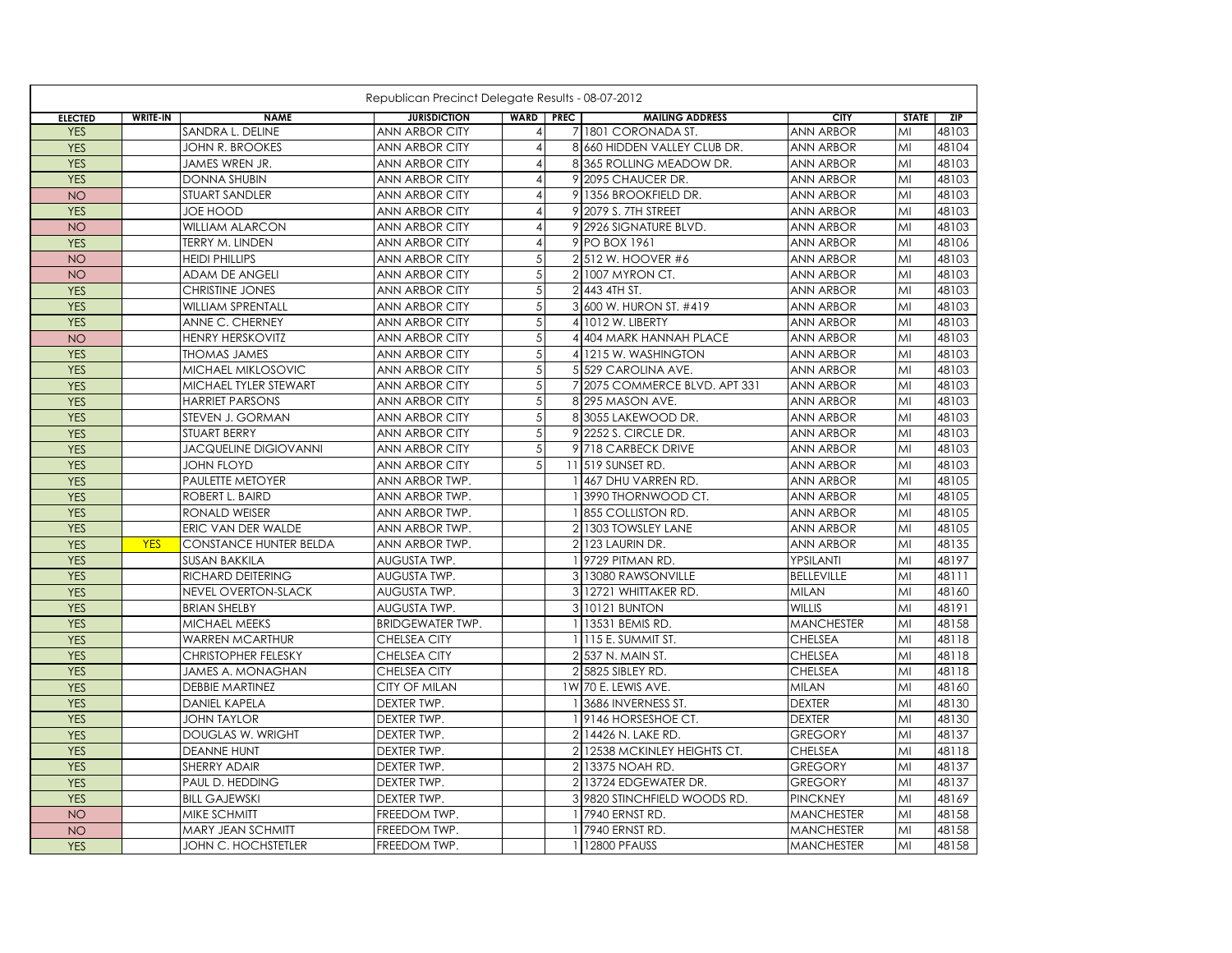Republican Precinct Delegate Results - 08-07-2012

| ELECTED | WRITE-IN | NAME | JURISDICTION | WARD | PREC | MAILING ADDRESS | CITY | STATE | ZIP |
|---|---|---|---|---|---|---|---|---|---|
| YES | | SANDRA L. DELINE | ANN ARBOR CITY | 4 | 7 | 1801 CORONADA ST. | ANN ARBOR | MI | 48103 |
| YES | | JOHN R. BROOKES | ANN ARBOR CITY | 4 | 8 | 660 HIDDEN VALLEY CLUB DR. | ANN ARBOR | MI | 48104 |
| YES | | JAMES WREN JR. | ANN ARBOR CITY | 4 | 8 | 365 ROLLING MEADOW DR. | ANN ARBOR | MI | 48103 |
| YES | | DONNA SHUBIN | ANN ARBOR CITY | 4 | 9 | 2095 CHAUCER DR. | ANN ARBOR | MI | 48103 |
| NO | | STUART SANDLER | ANN ARBOR CITY | 4 | 9 | 1356 BROOKFIELD DR. | ANN ARBOR | MI | 48103 |
| YES | | JOE HOOD | ANN ARBOR CITY | 4 | 9 | 2079 S. 7TH STREET | ANN ARBOR | MI | 48103 |
| NO | | WILLIAM ALARCON | ANN ARBOR CITY | 4 | 9 | 2926 SIGNATURE BLVD. | ANN ARBOR | MI | 48103 |
| YES | | TERRY M. LINDEN | ANN ARBOR CITY | 4 | 9 | PO BOX 1961 | ANN ARBOR | MI | 48106 |
| NO | | HEIDI PHILLIPS | ANN ARBOR CITY | 5 | 2 | 512 W. HOOVER #6 | ANN ARBOR | MI | 48103 |
| NO | | ADAM DE ANGELI | ANN ARBOR CITY | 5 | 2 | 1007 MYRON CT. | ANN ARBOR | MI | 48103 |
| YES | | CHRISTINE JONES | ANN ARBOR CITY | 5 | 2 | 443 4TH ST. | ANN ARBOR | MI | 48103 |
| YES | | WILLIAM SPRENTALL | ANN ARBOR CITY | 5 | 3 | 600 W. HURON ST. #419 | ANN ARBOR | MI | 48103 |
| YES | | ANNE C. CHERNEY | ANN ARBOR CITY | 5 | 4 | 1012 W. LIBERTY | ANN ARBOR | MI | 48103 |
| NO | | HENRY HERSKOVITZ | ANN ARBOR CITY | 5 | 4 | 404 MARK HANNAH PLACE | ANN ARBOR | MI | 48103 |
| YES | | THOMAS JAMES | ANN ARBOR CITY | 5 | 4 | 1215 W. WASHINGTON | ANN ARBOR | MI | 48103 |
| YES | | MICHAEL MIKLOSOVIC | ANN ARBOR CITY | 5 | 5 | 529 CAROLINA AVE. | ANN ARBOR | MI | 48103 |
| YES | | MICHAEL TYLER STEWART | ANN ARBOR CITY | 5 | 7 | 2075 COMMERCE BLVD. APT 331 | ANN ARBOR | MI | 48103 |
| YES | | HARRIET PARSONS | ANN ARBOR CITY | 5 | 8 | 295 MASON AVE. | ANN ARBOR | MI | 48103 |
| YES | | STEVEN J. GORMAN | ANN ARBOR CITY | 5 | 8 | 3055 LAKEWOOD DR. | ANN ARBOR | MI | 48103 |
| YES | | STUART BERRY | ANN ARBOR CITY | 5 | 9 | 2252 S. CIRCLE DR. | ANN ARBOR | MI | 48103 |
| YES | | JACQUELINE DIGIOVANNI | ANN ARBOR CITY | 5 | 9 | 718 CARBECK DRIVE | ANN ARBOR | MI | 48103 |
| YES | | JOHN FLOYD | ANN ARBOR CITY | 5 | 11 | 519 SUNSET RD. | ANN ARBOR | MI | 48103 |
| YES | | PAULETTE METOYER | ANN ARBOR TWP. | | 1 | 467 DHU VARREN RD. | ANN ARBOR | MI | 48105 |
| YES | | ROBERT L. BAIRD | ANN ARBOR TWP. | | 1 | 3990 THORNWOOD CT. | ANN ARBOR | MI | 48105 |
| YES | | RONALD WEISER | ANN ARBOR TWP. | | 1 | 855 COLLISTON RD. | ANN ARBOR | MI | 48105 |
| YES | | ERIC VAN DER WALDE | ANN ARBOR TWP. | | 2 | 1303 TOWSLEY LANE | ANN ARBOR | MI | 48105 |
| YES | YES | CONSTANCE HUNTER BELDA | ANN ARBOR TWP. | | 2 | 123 LAURIN DR. | ANN ARBOR | MI | 48135 |
| YES | | SUSAN BAKKILA | AUGUSTA TWP. | | 1 | 9729 PITMAN RD. | YPSILANTI | MI | 48197 |
| YES | | RICHARD DEITERING | AUGUSTA TWP. | | 3 | 13080 RAWSONVILLE | BELLEVILLE | MI | 48111 |
| YES | | NEVEL OVERTON-SLACK | AUGUSTA TWP. | | 3 | 12721 WHITTAKER RD. | MILAN | MI | 48160 |
| YES | | BRIAN SHELBY | AUGUSTA TWP. | | 3 | 10121 BUNTON | WILLIS | MI | 48191 |
| YES | | MICHAEL MEEKS | BRIDGEWATER TWP. | | 1 | 13531 BEMIS RD. | MANCHESTER | MI | 48158 |
| YES | | WARREN MCARTHUR | CHELSEA CITY | | 1 | 115 E. SUMMIT ST. | CHELSEA | MI | 48118 |
| YES | | CHRISTOPHER FELESKY | CHELSEA CITY | | 2 | 537 N. MAIN ST. | CHELSEA | MI | 48118 |
| YES | | JAMES A. MONAGHAN | CHELSEA CITY | | 2 | 5825 SIBLEY RD. | CHELSEA | MI | 48118 |
| YES | | DEBBIE MARTINEZ | CITY OF MILAN | | 1W | 70 E. LEWIS AVE. | MILAN | MI | 48160 |
| YES | | DANIEL KAPELA | DEXTER TWP. | | 1 | 3686 INVERNESS ST. | DEXTER | MI | 48130 |
| YES | | JOHN TAYLOR | DEXTER TWP. | | 1 | 9146 HORSESHOE CT. | DEXTER | MI | 48130 |
| YES | | DOUGLAS W. WRIGHT | DEXTER TWP. | | 2 | 14426 N. LAKE RD. | GREGORY | MI | 48137 |
| YES | | DEANNE HUNT | DEXTER TWP. | | 2 | 12538 MCKINLEY HEIGHTS CT. | CHELSEA | MI | 48118 |
| YES | | SHERRY ADAIR | DEXTER TWP. | | 2 | 13375 NOAH RD. | GREGORY | MI | 48137 |
| YES | | PAUL D. HEDDING | DEXTER TWP. | | 2 | 13724 EDGEWATER DR. | GREGORY | MI | 48137 |
| YES | | BILL GAJEWSKI | DEXTER TWP. | | 3 | 9820 STINCHFIELD WOODS RD. | PINCKNEY | MI | 48169 |
| NO | | MIKE SCHMITT | FREEDOM TWP. | | 1 | 7940 ERNST RD. | MANCHESTER | MI | 48158 |
| NO | | MARY JEAN SCHMITT | FREEDOM TWP. | | 1 | 7940 ERNST RD. | MANCHESTER | MI | 48158 |
| YES | | JOHN C. HOCHSTETLER | FREEDOM TWP. | | 1 | 12800 PFAUSS | MANCHESTER | MI | 48158 |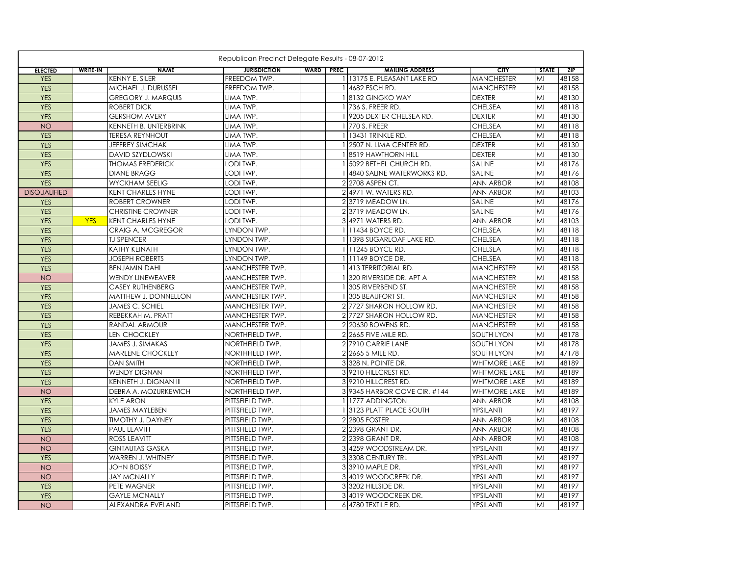| Republican Precinct Delegate Results - 08-07-2012 | | | | | | | | | |
|---|---|---|---|---|---|---|---|---|---|
| **ELECTED** | **WRITE-IN** | **NAME** | **JURISDICTION** | **WARD** | **PREC** | **MAILING ADDRESS** | **CITY** | **STATE** | **ZIP** |
| YES | | KENNY E. SILER | FREEDOM TWP. | | 1 | 13175 E. PLEASANT LAKE RD | MANCHESTER | MI | 48158 |
| YES | | MICHAEL J. DURUSSEL | FREEDOM TWP. | | 1 | 4682 ESCH RD. | MANCHESTER | MI | 48158 |
| YES | | GREGORY J. MARQUIS | LIMA TWP. | | 1 | 8132 GINGKO WAY | DEXTER | MI | 48130 |
| YES | | ROBERT DICK | LIMA TWP. | | 1 | 736 S. FREER RD. | CHELSEA | MI | 48118 |
| YES | | GERSHOM AVERY | LIMA TWP. | | 1 | 9205 DEXTER CHELSEA RD. | DEXTER | MI | 48130 |
| NO | | KENNETH B. UNTERBRINK | LIMA TWP. | | 1 | 770 S. FREER | CHELSEA | MI | 48118 |
| YES | | TERESA REYNHOUT | LIMA TWP. | | 1 | 13431 TRINKLE RD. | CHELSEA | MI | 48118 |
| YES | | JEFFREY SIMCHAK | LIMA TWP. | | 1 | 2507 N. LIMA CENTER RD. | DEXTER | MI | 48130 |
| YES | | DAVID SZYDLOWSKI | LIMA TWP. | | 1 | 8519 HAWTHORN HILL | DEXTER | MI | 48130 |
| YES | | THOMAS FREDERICK | LODI TWP. | | 1 | 5092 BETHEL CHURCH RD. | SALINE | MI | 48176 |
| YES | | DIANE BRAGG | LODI TWP. | | 1 | 4840 SALINE WATERWORKS RD. | SALINE | MI | 48176 |
| YES | | WYCKHAM SEELIG | LODI TWP. | | 2 | 2708 ASPEN CT. | ANN ARBOR | MI | 48108 |
| DISQUALIFIED | | ~~KENT CHARLES HYNE~~ | ~~LODI TWP.~~ | | ~~2~~ | ~~4971 W. WATERS RD.~~ | ~~ANN ARBOR~~ | ~~MI~~ | ~~48103~~ |
| YES | | ROBERT CROWNER | LODI TWP. | | 2 | 3719 MEADOW LN. | SALINE | MI | 48176 |
| YES | | CHRISTINE CROWNER | LODI TWP. | | 2 | 3719 MEADOW LN. | SALINE | MI | 48176 |
| YES | YES | KENT CHARLES HYNE | LODI TWP. | | 3 | 4971 WATERS RD. | ANN ARBOR | MI | 48103 |
| YES | | CRAIG A. MCGREGOR | LYNDON TWP. | | 1 | 11434 BOYCE RD. | CHELSEA | MI | 48118 |
| YES | | TJ SPENCER | LYNDON TWP. | | 1 | 1398 SUGARLOAF LAKE RD. | CHELSEA | MI | 48118 |
| YES | | KATHY KEINATH | LYNDON TWP. | | 1 | 11245 BOYCE RD. | CHELSEA | MI | 48118 |
| YES | | JOSEPH ROBERTS | LYNDON TWP. | | 1 | 11149 BOYCE DR. | CHELSEA | MI | 48118 |
| YES | | BENJAMIN DAHL | MANCHESTER TWP. | | 1 | 413 TERRITORIAL RD. | MANCHESTER | MI | 48158 |
| NO | | WENDY LINEWEAVER | MANCHESTER TWP. | | 1 | 320 RIVERSIDE DR. APT A | MANCHESTER | MI | 48158 |
| YES | | CASEY RUTHENBERG | MANCHESTER TWP. | | 1 | 305 RIVERBEND ST. | MANCHESTER | MI | 48158 |
| YES | | MATTHEW J. DONNELLON | MANCHESTER TWP. | | 1 | 305 BEAUFORT ST. | MANCHESTER | MI | 48158 |
| YES | | JAMES C. SCHIEL | MANCHESTER TWP. | | 2 | 7727 SHARON HOLLOW RD. | MANCHESTER | MI | 48158 |
| YES | | REBEKKAH M. PRATT | MANCHESTER TWP. | | 2 | 7727 SHARON HOLLOW RD. | MANCHESTER | MI | 48158 |
| YES | | RANDAL ARMOUR | MANCHESTER TWP. | | 2 | 20630 BOWENS RD. | MANCHESTER | MI | 48158 |
| YES | | LEN CHOCKLEY | NORTHFIELD TWP. | | 2 | 2665 FIVE MILE RD. | SOUTH LYON | MI | 48178 |
| YES | | JAMES J. SIMAKAS | NORTHFIELD TWP. | | 2 | 7910 CARRIE LANE | SOUTH LYON | MI | 48178 |
| YES | | MARLENE CHOCKLEY | NORTHFIELD TWP. | | 2 | 2665 5 MILE RD. | SOUTH LYON | MI | 47178 |
| YES | | DAN SMITH | NORTHFIELD TWP. | | 3 | 328 N. POINTE DR. | WHITMORE LAKE | MI | 48189 |
| YES | | WENDY DIGNAN | NORTHFIELD TWP. | | 3 | 9210 HILLCREST RD. | WHITMORE LAKE | MI | 48189 |
| YES | | KENNETH J. DIGNAN III | NORTHFIELD TWP. | | 3 | 9210 HILLCREST RD. | WHITMORE LAKE | MI | 48189 |
| NO | | DEBRA A. MOZURKEWICH | NORTHFIELD TWP. | | 3 | 9345 HARBOR COVE CIR. #144 | WHITMORE LAKE | MI | 48189 |
| YES | | KYLE ARON | PITTSFIELD TWP. | | 1 | 1777 ADDINGTON | ANN ARBOR | MI | 48108 |
| YES | | JAMES MAYLEBEN | PITTSFIELD TWP. | | 1 | 3123 PLATT PLACE SOUTH | YPSILANTI | MI | 48197 |
| YES | | TIMOTHY J. DAYNEY | PITTSFIELD TWP. | | 2 | 2805 FOSTER | ANN ARBOR | MI | 48108 |
| YES | | PAUL LEAVITT | PITTSFIELD TWP. | | 2 | 2398 GRANT DR. | ANN ARBOR | MI | 48108 |
| NO | | ROSS LEAVITT | PITTSFIELD TWP. | | 2 | 2398 GRANT DR. | ANN ARBOR | MI | 48108 |
| NO | | GINTAUTAS GASKA | PITTSFIELD TWP. | | 3 | 4259 WOODSTREAM DR. | YPSILANTI | MI | 48197 |
| YES | | WARREN J. WHITNEY | PITTSFIELD TWP. | | 3 | 3308 CENTURY TRL | YPSILANTI | MI | 48197 |
| NO | | JOHN BOISSY | PITTSFIELD TWP. | | 3 | 3910 MAPLE DR. | YPSILANTI | MI | 48197 |
| NO | | JAY MCNALLY | PITTSFIELD TWP. | | 3 | 4019 WOODCREEK DR. | YPSILANTI | MI | 48197 |
| YES | | PETE WAGNER | PITTSFIELD TWP. | | 3 | 3202 HILLSIDE DR. | YPSILANTI | MI | 48197 |
| YES | | GAYLE MCNALLY | PITTSFIELD TWP. | | 3 | 4019 WOODCREEK DR. | YPSILANTI | MI | 48197 |
| NO | | ALEXANDRA EVELAND | PITTSFIELD TWP. | | 6 | 4780 TEXTILE RD. | YPSILANTI | MI | 48197 |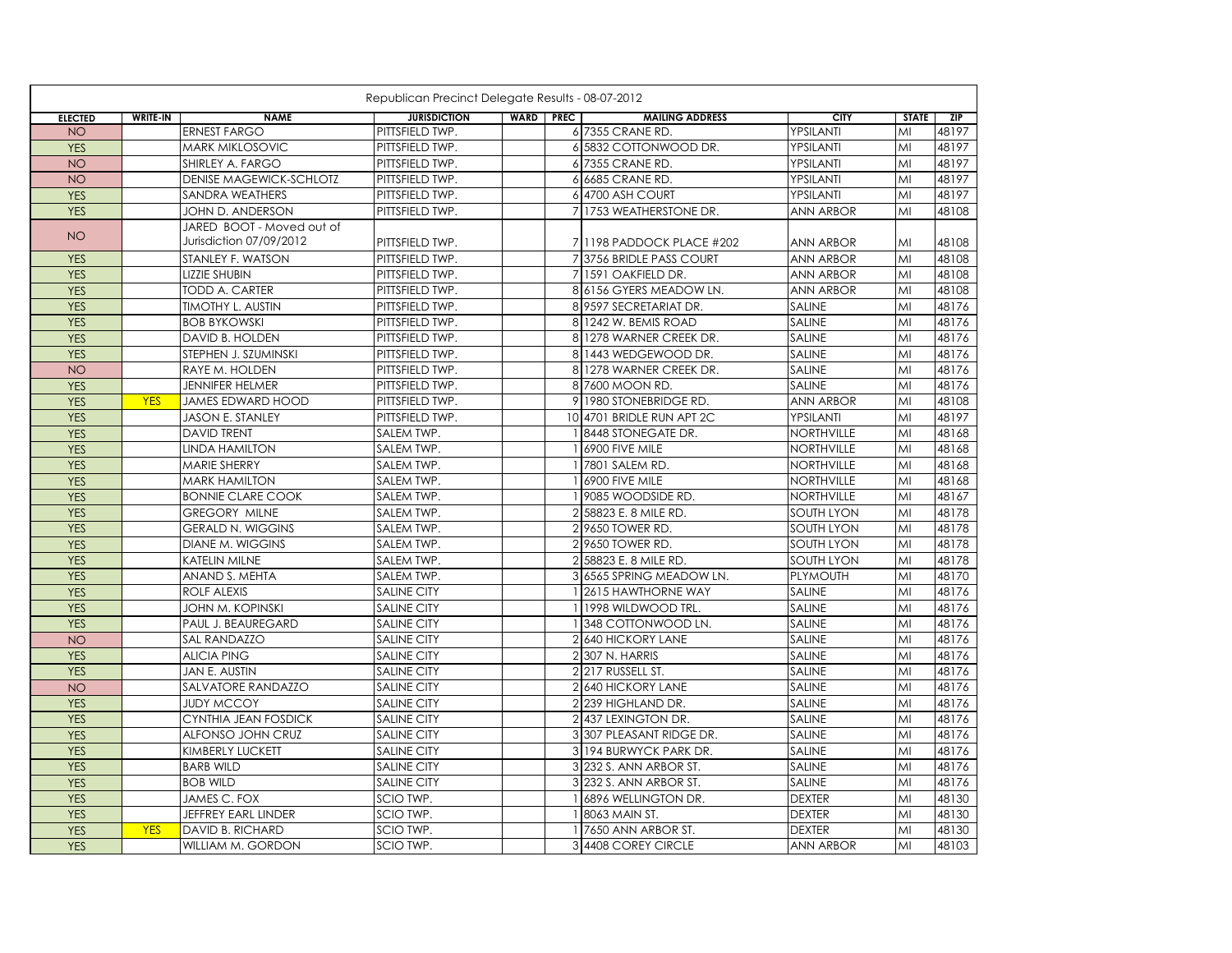Republican Precinct Delegate Results - 08-07-2012

| ELECTED | WRITE-IN | NAME | JURISDICTION | WARD | PREC | MAILING ADDRESS | CITY | STATE | ZIP |
|---|---|---|---|---|---|---|---|---|---|
| NO | | ERNEST FARGO | PITTSFIELD TWP. | | 6 | 7355 CRANE RD. | YPSILANTI | MI | 48197 |
| YES | | MARK MIKLOSOVIC | PITTSFIELD TWP. | | 6 | 5832 COTTONWOOD DR. | YPSILANTI | MI | 48197 |
| NO | | SHIRLEY A. FARGO | PITTSFIELD TWP. | | 6 | 7355 CRANE RD. | YPSILANTI | MI | 48197 |
| NO | | DENISE MAGEWICK-SCHLOTZ | PITTSFIELD TWP. | | 6 | 6685 CRANE RD. | YPSILANTI | MI | 48197 |
| YES | | SANDRA WEATHERS | PITTSFIELD TWP. | | 6 | 4700 ASH COURT | YPSILANTI | MI | 48197 |
| YES | | JOHN D. ANDERSON | PITTSFIELD TWP. | | 7 | 1753 WEATHERSTONE DR. | ANN ARBOR | MI | 48108 |
| NO | | JARED BOOT - Moved out of Jurisdiction 07/09/2012 | PITTSFIELD TWP. | | 7 | 1198 PADDOCK PLACE #202 | ANN ARBOR | MI | 48108 |
| YES | | STANLEY F. WATSON | PITTSFIELD TWP. | | 7 | 3756 BRIDLE PASS COURT | ANN ARBOR | MI | 48108 |
| YES | | LIZZIE SHUBIN | PITTSFIELD TWP. | | 7 | 1591 OAKFIELD DR. | ANN ARBOR | MI | 48108 |
| YES | | TODD A. CARTER | PITTSFIELD TWP. | | 8 | 6156 GYERS MEADOW LN. | ANN ARBOR | MI | 48108 |
| YES | | TIMOTHY L. AUSTIN | PITTSFIELD TWP. | | 8 | 9597 SECRETARIAT DR. | SALINE | MI | 48176 |
| YES | | BOB BYKOWSKI | PITTSFIELD TWP. | | 8 | 1242 W. BEMIS ROAD | SALINE | MI | 48176 |
| YES | | DAVID B. HOLDEN | PITTSFIELD TWP. | | 8 | 1278 WARNER CREEK DR. | SALINE | MI | 48176 |
| YES | | STEPHEN J. SZUMINSKI | PITTSFIELD TWP. | | 8 | 1443 WEDGEWOOD DR. | SALINE | MI | 48176 |
| NO | | RAYE M. HOLDEN | PITTSFIELD TWP. | | 8 | 1278 WARNER CREEK DR. | SALINE | MI | 48176 |
| YES | | JENNIFER HELMER | PITTSFIELD TWP. | | 8 | 7600 MOON RD. | SALINE | MI | 48176 |
| YES | YES | JAMES EDWARD HOOD | PITTSFIELD TWP. | | 9 | 1980 STONEBRIDGE RD. | ANN ARBOR | MI | 48108 |
| YES | | JASON E. STANLEY | PITTSFIELD TWP. | | 10 | 4701 BRIDLE RUN APT 2C | YPSILANTI | MI | 48197 |
| YES | | DAVID TRENT | SALEM TWP. | | 1 | 8448 STONEGATE DR. | NORTHVILLE | MI | 48168 |
| YES | | LINDA HAMILTON | SALEM TWP. | | 1 | 6900 FIVE MILE | NORTHVILLE | MI | 48168 |
| YES | | MARIE SHERRY | SALEM TWP. | | 1 | 7801 SALEM RD. | NORTHVILLE | MI | 48168 |
| YES | | MARK HAMILTON | SALEM TWP. | | 1 | 6900 FIVE MILE | NORTHVILLE | MI | 48168 |
| YES | | BONNIE CLARE COOK | SALEM TWP. | | 1 | 9085 WOODSIDE RD. | NORTHVILLE | MI | 48167 |
| YES | | GREGORY MILNE | SALEM TWP. | | 2 | 58823 E. 8 MILE RD. | SOUTH LYON | MI | 48178 |
| YES | | GERALD N. WIGGINS | SALEM TWP. | | 2 | 9650 TOWER RD. | SOUTH LYON | MI | 48178 |
| YES | | DIANE M. WIGGINS | SALEM TWP. | | 2 | 9650 TOWER RD. | SOUTH LYON | MI | 48178 |
| YES | | KATELIN MILNE | SALEM TWP. | | 2 | 58823 E. 8 MILE RD. | SOUTH LYON | MI | 48178 |
| YES | | ANAND S. MEHTA | SALEM TWP. | | 3 | 6565 SPRING MEADOW LN. | PLYMOUTH | MI | 48170 |
| YES | | ROLF ALEXIS | SALINE CITY | | 1 | 2615 HAWTHORNE WAY | SALINE | MI | 48176 |
| YES | | JOHN M. KOPINSKI | SALINE CITY | | 1 | 1998 WILDWOOD TRL. | SALINE | MI | 48176 |
| YES | | PAUL J. BEAUREGARD | SALINE CITY | | 1 | 348 COTTONWOOD LN. | SALINE | MI | 48176 |
| NO | | SAL RANDAZZO | SALINE CITY | | 2 | 640 HICKORY LANE | SALINE | MI | 48176 |
| YES | | ALICIA PING | SALINE CITY | | 2 | 307 N. HARRIS | SALINE | MI | 48176 |
| YES | | JAN E. AUSTIN | SALINE CITY | | 2 | 217 RUSSELL ST. | SALINE | MI | 48176 |
| NO | | SALVATORE RANDAZZO | SALINE CITY | | 2 | 640 HICKORY LANE | SALINE | MI | 48176 |
| YES | | JUDY MCCOY | SALINE CITY | | 2 | 239 HIGHLAND DR. | SALINE | MI | 48176 |
| YES | | CYNTHIA JEAN FOSDICK | SALINE CITY | | 2 | 437 LEXINGTON DR. | SALINE | MI | 48176 |
| YES | | ALFONSO JOHN CRUZ | SALINE CITY | | 3 | 307 PLEASANT RIDGE DR. | SALINE | MI | 48176 |
| YES | | KIMBERLY LUCKETT | SALINE CITY | | 3 | 194 BURWYCK PARK DR. | SALINE | MI | 48176 |
| YES | | BARB WILD | SALINE CITY | | 3 | 232 S. ANN ARBOR ST. | SALINE | MI | 48176 |
| YES | | BOB WILD | SALINE CITY | | 3 | 232 S. ANN ARBOR ST. | SALINE | MI | 48176 |
| YES | | JAMES C. FOX | SCIO TWP. | | 1 | 6896 WELLINGTON DR. | DEXTER | MI | 48130 |
| YES | | JEFFREY EARL LINDER | SCIO TWP. | | 1 | 8063 MAIN ST. | DEXTER | MI | 48130 |
| YES | YES | DAVID B. RICHARD | SCIO TWP. | | 1 | 7650 ANN ARBOR ST. | DEXTER | MI | 48130 |
| YES | | WILLIAM M. GORDON | SCIO TWP. | | 3 | 4408 COREY CIRCLE | ANN ARBOR | MI | 48103 |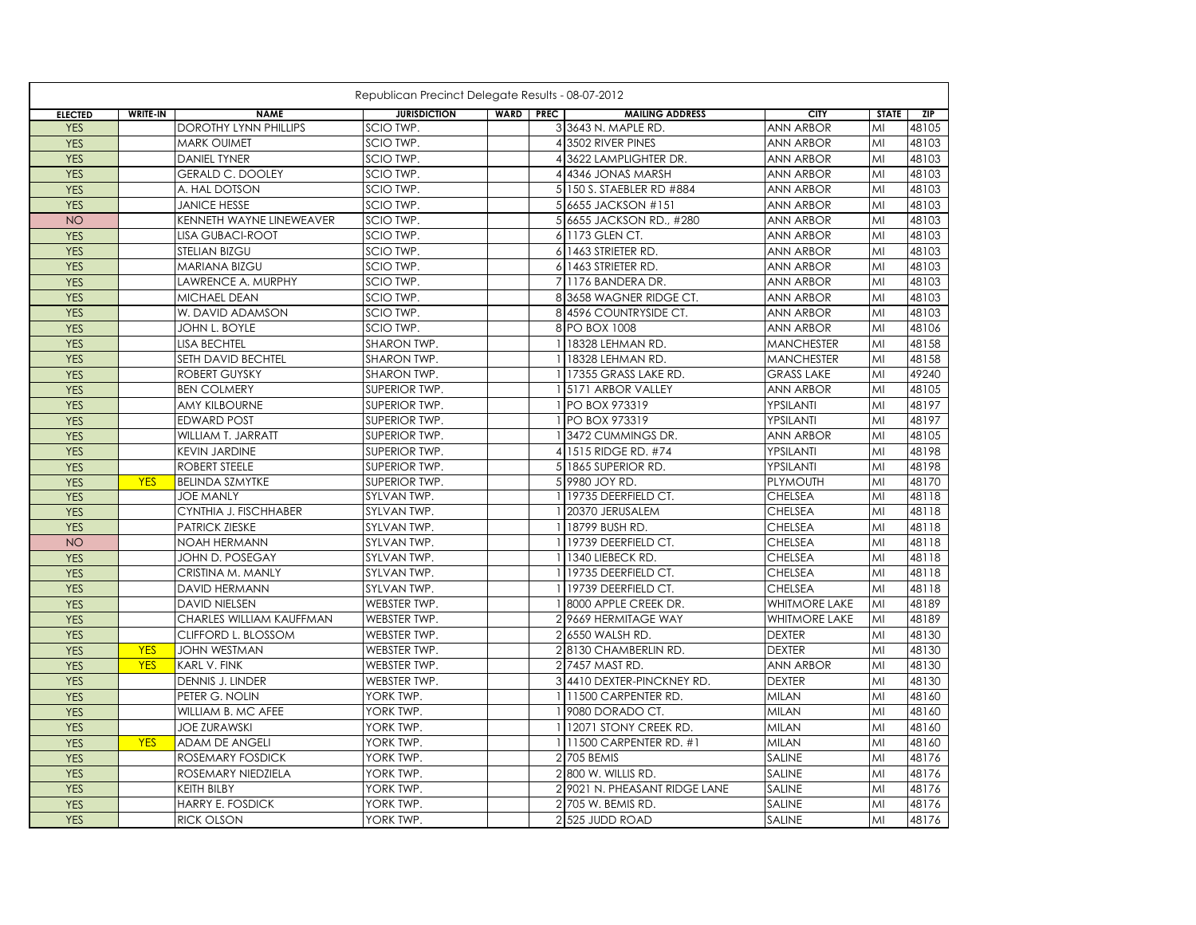Republican Precinct Delegate Results - 08-07-2012

| ELECTED | WRITE-IN | NAME | JURISDICTION | WARD | PREC | MAILING ADDRESS | CITY | STATE | ZIP |
|---|---|---|---|---|---|---|---|---|---|
| YES | | DOROTHY LYNN PHILLIPS | SCIO TWP. | | 3 | 3643 N. MAPLE RD. | ANN ARBOR | MI | 48105 |
| YES | | MARK OUIMET | SCIO TWP. | | 4 | 3502 RIVER PINES | ANN ARBOR | MI | 48103 |
| YES | | DANIEL TYNER | SCIO TWP. | | 4 | 3622 LAMPLIGHTER DR. | ANN ARBOR | MI | 48103 |
| YES | | GERALD C. DOOLEY | SCIO TWP. | | 4 | 4346 JONAS MARSH | ANN ARBOR | MI | 48103 |
| YES | | A. HAL DOTSON | SCIO TWP. | | 5 | 150 S. STAEBLER RD #884 | ANN ARBOR | MI | 48103 |
| YES | | JANICE HESSE | SCIO TWP. | | 5 | 6655 JACKSON #151 | ANN ARBOR | MI | 48103 |
| NO | | KENNETH WAYNE LINEWEAVER | SCIO TWP. | | 5 | 6655 JACKSON RD., #280 | ANN ARBOR | MI | 48103 |
| YES | | LISA GUBACI-ROOT | SCIO TWP. | | 6 | 1173 GLEN CT. | ANN ARBOR | MI | 48103 |
| YES | | STELIAN BIZGU | SCIO TWP. | | 6 | 1463 STRIETER RD. | ANN ARBOR | MI | 48103 |
| YES | | MARIANA BIZGU | SCIO TWP. | | 6 | 1463 STRIETER RD. | ANN ARBOR | MI | 48103 |
| YES | | LAWRENCE A. MURPHY | SCIO TWP. | | 7 | 1176 BANDERA DR. | ANN ARBOR | MI | 48103 |
| YES | | MICHAEL DEAN | SCIO TWP. | | 8 | 3658 WAGNER RIDGE CT. | ANN ARBOR | MI | 48103 |
| YES | | W. DAVID ADAMSON | SCIO TWP. | | 8 | 4596 COUNTRYSIDE CT. | ANN ARBOR | MI | 48103 |
| YES | | JOHN L. BOYLE | SCIO TWP. | | 8 | PO BOX 1008 | ANN ARBOR | MI | 48106 |
| YES | | LISA BECHTEL | SHARON TWP. | | 1 | 18328 LEHMAN RD. | MANCHESTER | MI | 48158 |
| YES | | SETH DAVID BECHTEL | SHARON TWP. | | 1 | 18328 LEHMAN RD. | MANCHESTER | MI | 48158 |
| YES | | ROBERT GUYSKY | SHARON TWP. | | 1 | 17355 GRASS LAKE RD. | GRASS LAKE | MI | 49240 |
| YES | | BEN COLMERY | SUPERIOR TWP. | | 1 | 5171 ARBOR VALLEY | ANN ARBOR | MI | 48105 |
| YES | | AMY KILBOURNE | SUPERIOR TWP. | | 1 | PO BOX 973319 | YPSILANTI | MI | 48197 |
| YES | | EDWARD POST | SUPERIOR TWP. | | 1 | PO BOX 973319 | YPSILANTI | MI | 48197 |
| YES | | WILLIAM T. JARRATT | SUPERIOR TWP. | | 1 | 3472 CUMMINGS DR. | ANN ARBOR | MI | 48105 |
| YES | | KEVIN JARDINE | SUPERIOR TWP. | | 4 | 1515 RIDGE RD. #74 | YPSILANTI | MI | 48198 |
| YES | | ROBERT STEELE | SUPERIOR TWP. | | 5 | 1865 SUPERIOR RD. | YPSILANTI | MI | 48198 |
| YES | YES | BELINDA SZMYTKE | SUPERIOR TWP. | | 5 | 9980 JOY RD. | PLYMOUTH | MI | 48170 |
| YES | | JOE MANLY | SYLVAN TWP. | | 1 | 19735 DEERFIELD CT. | CHELSEA | MI | 48118 |
| YES | | CYNTHIA J. FISCHHABER | SYLVAN TWP. | | 1 | 20370 JERUSALEM | CHELSEA | MI | 48118 |
| YES | | PATRICK ZIESKE | SYLVAN TWP. | | 1 | 18799 BUSH RD. | CHELSEA | MI | 48118 |
| NO | | NOAH HERMANN | SYLVAN TWP. | | 1 | 19739 DEERFIELD CT. | CHELSEA | MI | 48118 |
| YES | | JOHN D. POSEGAY | SYLVAN TWP. | | 1 | 1340 LIEBECK RD. | CHELSEA | MI | 48118 |
| YES | | CRISTINA M. MANLY | SYLVAN TWP. | | 1 | 19735 DEERFIELD CT. | CHELSEA | MI | 48118 |
| YES | | DAVID HERMANN | SYLVAN TWP. | | 1 | 19739 DEERFIELD CT. | CHELSEA | MI | 48118 |
| YES | | DAVID NIELSEN | WEBSTER TWP. | | 1 | 8000 APPLE CREEK DR. | WHITMORE LAKE | MI | 48189 |
| YES | | CHARLES WILLIAM KAUFFMAN | WEBSTER TWP. | | 2 | 9669 HERMITAGE WAY | WHITMORE LAKE | MI | 48189 |
| YES | | CLIFFORD L. BLOSSOM | WEBSTER TWP. | | 2 | 6550 WALSH RD. | DEXTER | MI | 48130 |
| YES | YES | JOHN WESTMAN | WEBSTER TWP. | | 2 | 8130 CHAMBERLIN RD. | DEXTER | MI | 48130 |
| YES | YES | KARL V. FINK | WEBSTER TWP. | | 2 | 7457 MAST RD. | ANN ARBOR | MI | 48130 |
| YES | | DENNIS J. LINDER | WEBSTER TWP. | | 3 | 4410 DEXTER-PINCKNEY RD. | DEXTER | MI | 48130 |
| YES | | PETER G. NOLIN | YORK TWP. | | 1 | 11500 CARPENTER RD. | MILAN | MI | 48160 |
| YES | | WILLIAM B. MC AFEE | YORK TWP. | | 1 | 9080 DORADO CT. | MILAN | MI | 48160 |
| YES | | JOE ZURAWSKI | YORK TWP. | | 1 | 12071 STONY CREEK RD. | MILAN | MI | 48160 |
| YES | YES | ADAM DE ANGELI | YORK TWP. | | 1 | 11500 CARPENTER RD. #1 | MILAN | MI | 48160 |
| YES | | ROSEMARY FOSDICK | YORK TWP. | | 2 | 705 BEMIS | SALINE | MI | 48176 |
| YES | | ROSEMARY NIEDZIELA | YORK TWP. | | 2 | 800 W. WILLIS RD. | SALINE | MI | 48176 |
| YES | | KEITH BILBY | YORK TWP. | | 2 | 9021 N. PHEASANT RIDGE LANE | SALINE | MI | 48176 |
| YES | | HARRY E. FOSDICK | YORK TWP. | | 2 | 705 W. BEMIS RD. | SALINE | MI | 48176 |
| YES | | RICK OLSON | YORK TWP. | | 2 | 525 JUDD ROAD | SALINE | MI | 48176 |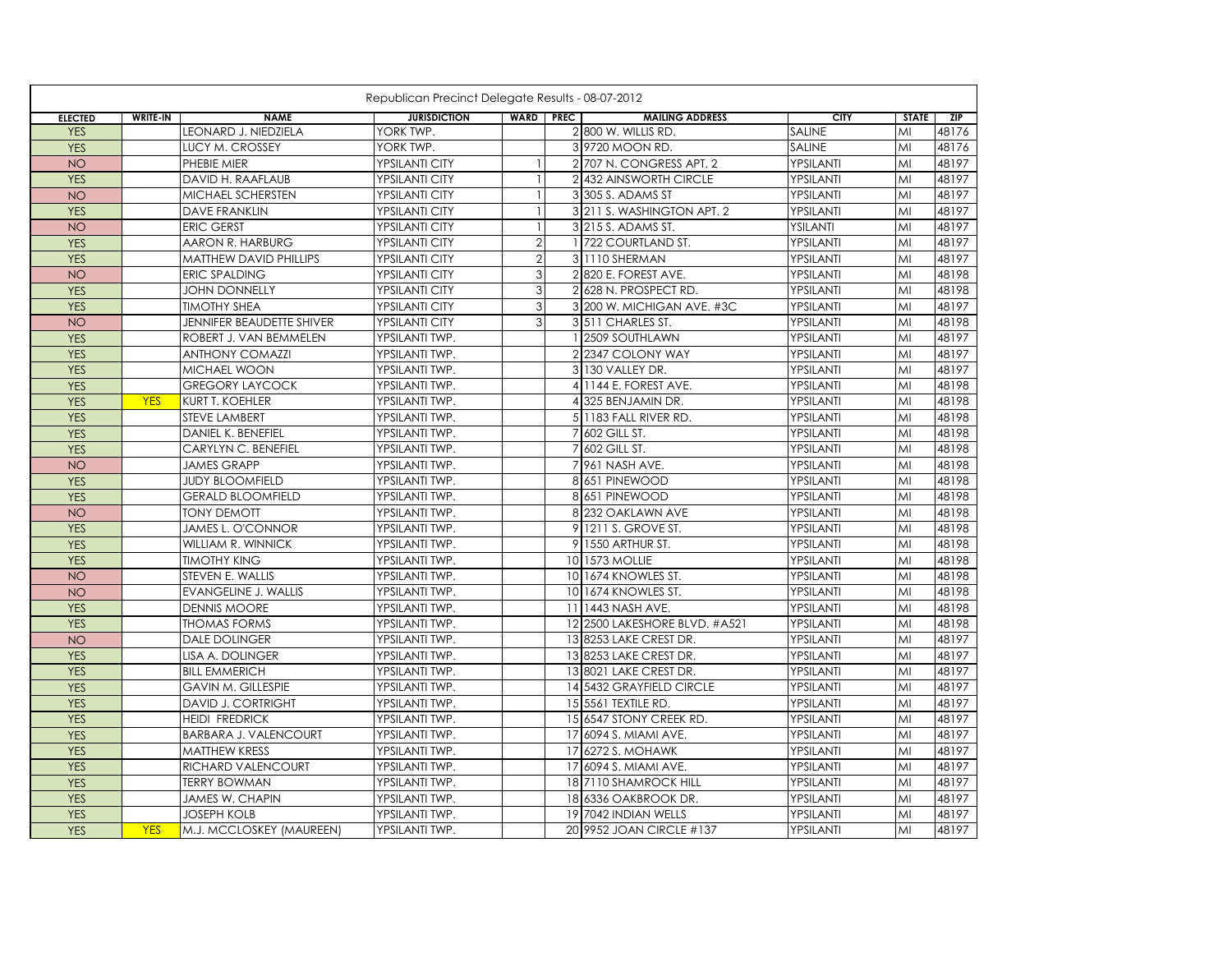| Republican Precinct Delegate Results - 08-07-2012 | | | | | | | | | |
|---|---|---|---|---|---|---|---|---|---|
| **ELECTED** | **WRITE-IN** | **NAME** | **JURISDICTION** | **WARD** | **PREC** | **MAILING ADDRESS** | **CITY** | **STATE** | **ZIP** |
| YES | | LEONARD J. NIEDZIELA | YORK TWP. | | 2 | 800 W. WILLIS RD. | SALINE | MI | 48176 |
| YES | | LUCY M. CROSSEY | YORK TWP. | | 3 | 9720 MOON RD. | SALINE | MI | 48176 |
| NO | | PHEBIE MIER | YPSILANTI CITY | 1 | 2 | 707 N. CONGRESS APT. 2 | YPSILANTI | MI | 48197 |
| YES | | DAVID H. RAAFLAUB | YPSILANTI CITY | 1 | 2 | 432 AINSWORTH CIRCLE | YPSILANTI | MI | 48197 |
| NO | | MICHAEL SCHERSTEN | YPSILANTI CITY | 1 | 3 | 305 S. ADAMS ST | YPSILANTI | MI | 48197 |
| YES | | DAVE FRANKLIN | YPSILANTI CITY | 1 | 3 | 211 S. WASHINGTON APT. 2 | YPSILANTI | MI | 48197 |
| NO | | ERIC GERST | YPSILANTI CITY | 1 | 3 | 215 S. ADAMS ST. | YSILANTI | MI | 48197 |
| YES | | AARON R. HARBURG | YPSILANTI CITY | 2 | 1 | 722 COURTLAND ST. | YPSILANTI | MI | 48197 |
| YES | | MATTHEW DAVID PHILLIPS | YPSILANTI CITY | 2 | 3 | 1110 SHERMAN | YPSILANTI | MI | 48197 |
| NO | | ERIC SPALDING | YPSILANTI CITY | 3 | 2 | 820 E. FOREST AVE. | YPSILANTI | MI | 48198 |
| YES | | JOHN DONNELLY | YPSILANTI CITY | 3 | 2 | 628 N. PROSPECT RD. | YPSILANTI | MI | 48198 |
| YES | | TIMOTHY SHEA | YPSILANTI CITY | 3 | 3 | 200 W. MICHIGAN AVE. #3C | YPSILANTI | MI | 48197 |
| NO | | JENNIFER BEAUDETTE SHIVER | YPSILANTI CITY | 3 | 3 | 511 CHARLES ST. | YPSILANTI | MI | 48198 |
| YES | | ROBERT J. VAN BEMMELEN | YPSILANTI TWP. | | 1 | 2509 SOUTHLAWN | YPSILANTI | MI | 48197 |
| YES | | ANTHONY COMAZZI | YPSILANTI TWP. | | 2 | 2347 COLONY WAY | YPSILANTI | MI | 48197 |
| YES | | MICHAEL WOON | YPSILANTI TWP. | | 3 | 130 VALLEY DR. | YPSILANTI | MI | 48197 |
| YES | | GREGORY LAYCOCK | YPSILANTI TWP. | | 4 | 1144 E. FOREST AVE. | YPSILANTI | MI | 48198 |
| YES | YES | KURT T. KOEHLER | YPSILANTI TWP. | | 4 | 325 BENJAMIN DR. | YPSILANTI | MI | 48198 |
| YES | | STEVE LAMBERT | YPSILANTI TWP. | | 5 | 1183 FALL RIVER RD. | YPSILANTI | MI | 48198 |
| YES | | DANIEL K. BENEFIEL | YPSILANTI TWP. | | 7 | 602 GILL ST. | YPSILANTI | MI | 48198 |
| YES | | CARYLYN C. BENEFIEL | YPSILANTI TWP. | | 7 | 602 GILL ST. | YPSILANTI | MI | 48198 |
| NO | | JAMES GRAPP | YPSILANTI TWP. | | 7 | 961 NASH AVE. | YPSILANTI | MI | 48198 |
| YES | | JUDY BLOOMFIELD | YPSILANTI TWP. | | 8 | 651 PINEWOOD | YPSILANTI | MI | 48198 |
| YES | | GERALD BLOOMFIELD | YPSILANTI TWP. | | 8 | 651 PINEWOOD | YPSILANTI | MI | 48198 |
| NO | | TONY DEMOTT | YPSILANTI TWP. | | 8 | 232 OAKLAWN AVE | YPSILANTI | MI | 48198 |
| YES | | JAMES L. O'CONNOR | YPSILANTI TWP. | | 9 | 1211 S. GROVE ST. | YPSILANTI | MI | 48198 |
| YES | | WILLIAM R. WINNICK | YPSILANTI TWP. | | 9 | 1550 ARTHUR ST. | YPSILANTI | MI | 48198 |
| YES | | TIMOTHY KING | YPSILANTI TWP. | | 10 | 1573 MOLLIE | YPSILANTI | MI | 48198 |
| NO | | STEVEN E. WALLIS | YPSILANTI TWP. | | 10 | 1674 KNOWLES ST. | YPSILANTI | MI | 48198 |
| NO | | EVANGELINE J. WALLIS | YPSILANTI TWP. | | 10 | 1674 KNOWLES ST. | YPSILANTI | MI | 48198 |
| YES | | DENNIS MOORE | YPSILANTI TWP. | | 11 | 1443 NASH AVE. | YPSILANTI | MI | 48198 |
| YES | | THOMAS FORMS | YPSILANTI TWP. | | 12 | 2500 LAKESHORE BLVD. #A521 | YPSILANTI | MI | 48198 |
| NO | | DALE DOLINGER | YPSILANTI TWP. | | 13 | 8253 LAKE CREST DR. | YPSILANTI | MI | 48197 |
| YES | | LISA A. DOLINGER | YPSILANTI TWP. | | 13 | 8253 LAKE CREST DR. | YPSILANTI | MI | 48197 |
| YES | | BILL EMMERICH | YPSILANTI TWP. | | 13 | 8021 LAKE CREST DR. | YPSILANTI | MI | 48197 |
| YES | | GAVIN M. GILLESPIE | YPSILANTI TWP. | | 14 | 5432 GRAYFIELD CIRCLE | YPSILANTI | MI | 48197 |
| YES | | DAVID J. CORTRIGHT | YPSILANTI TWP. | | 15 | 5561 TEXTILE RD. | YPSILANTI | MI | 48197 |
| YES | | HEIDI FREDRICK | YPSILANTI TWP. | | 15 | 6547 STONY CREEK RD. | YPSILANTI | MI | 48197 |
| YES | | BARBARA J. VALENCOURT | YPSILANTI TWP. | | 17 | 6094 S. MIAMI AVE. | YPSILANTI | MI | 48197 |
| YES | | MATTHEW KRESS | YPSILANTI TWP. | | 17 | 6272 S. MOHAWK | YPSILANTI | MI | 48197 |
| YES | | RICHARD VALENCOURT | YPSILANTI TWP. | | 17 | 6094 S. MIAMI AVE. | YPSILANTI | MI | 48197 |
| YES | | TERRY BOWMAN | YPSILANTI TWP. | | 18 | 7110 SHAMROCK HILL | YPSILANTI | MI | 48197 |
| YES | | JAMES W. CHAPIN | YPSILANTI TWP. | | 18 | 6336 OAKBROOK DR. | YPSILANTI | MI | 48197 |
| YES | | JOSEPH KOLB | YPSILANTI TWP. | | 19 | 7042 INDIAN WELLS | YPSILANTI | MI | 48197 |
| YES | YES | M.J. MCCLOSKEY (MAUREEN) | YPSILANTI TWP. | | 20 | 9952 JOAN CIRCLE #137 | YPSILANTI | MI | 48197 |